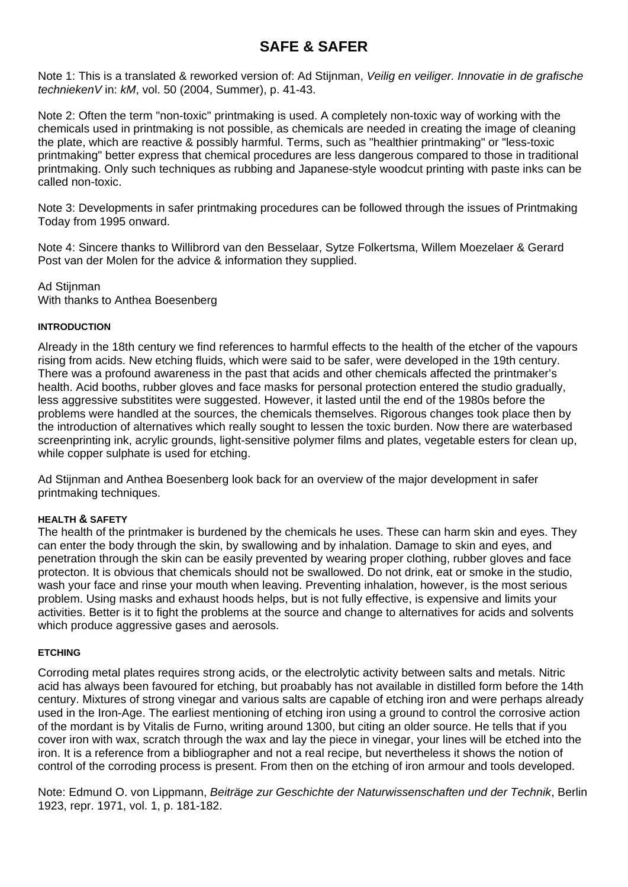# SAFE & SAFER

Note 1: This is a translated & reworked version of: Ad Stijnman, *Veilig en veiliger. Innovatie in de grafische techniekenV* in: *kM*, vol. 50 (2004, Summer), p. 41-43.

Note 2: Often the term "non-toxic" printmaking is used. A completely non-toxic way of working with the chemicals used in printmaking is not possible, as chemicals are needed in creating the image of cleaning the plate, which are reactive & possibly harmful. Terms, such as "healthier printmaking" or "less-toxic printmaking" better express that chemical procedures are less dangerous compared to those in traditional printmaking. Only such techniques as rubbing and Japanese-style woodcut printing with paste inks can be called non-toxic.

Note 3: Developments in safer printmaking procedures can be followed through the issues of Printmaking Today from 1995 onward.

Note 4: Sincere thanks to Willibrord van den Besselaar, Sytze Folkertsma, Willem Moezelaer & Gerard Post van der Molen for the advice & information they supplied.

Ad Stijnman
With thanks to Anthea Boesenberg

#### INTRODUCTION

Already in the 18th century we find references to harmful effects to the health of the etcher of the vapours rising from acids. New etching fluids, which were said to be safer, were developed in the 19th century. There was a profound awareness in the past that acids and other chemicals affected the printmaker's health. Acid booths, rubber gloves and face masks for personal protection entered the studio gradually, less aggressive substitites were suggested. However, it lasted until the end of the 1980s before the problems were handled at the sources, the chemicals themselves. Rigorous changes took place then by the introduction of alternatives which really sought to lessen the toxic burden. Now there are waterbased screenprinting ink, acrylic grounds, light-sensitive polymer films and plates, vegetable esters for clean up, while copper sulphate is used for etching.

Ad Stijnman and Anthea Boesenberg look back for an overview of the major development in safer printmaking techniques.

#### HEALTH & SAFETY

The health of the printmaker is burdened by the chemicals he uses. These can harm skin and eyes. They can enter the body through the skin, by swallowing and by inhalation. Damage to skin and eyes, and penetration through the skin can be easily prevented by wearing proper clothing, rubber gloves and face protecton. It is obvious that chemicals should not be swallowed. Do not drink, eat or smoke in the studio, wash your face and rinse your mouth when leaving. Preventing inhalation, however, is the most serious problem. Using masks and exhaust hoods helps, but is not fully effective, is expensive and limits your activities. Better is it to fight the problems at the source and change to alternatives for acids and solvents which produce aggressive gases and aerosols.

#### ETCHING

Corroding metal plates requires strong acids, or the electrolytic activity between salts and metals. Nitric acid has always been favoured for etching, but proabably has not available in distilled form before the 14th century. Mixtures of strong vinegar and various salts are capable of etching iron and were perhaps already used in the Iron-Age. The earliest mentioning of etching iron using a ground to control the corrosive action of the mordant is by Vitalis de Furno, writing around 1300, but citing an older source. He tells that if you cover iron with wax, scratch through the wax and lay the piece in vinegar, your lines will be etched into the iron. It is a reference from a bibliographer and not a real recipe, but nevertheless it shows the notion of control of the corroding process is present. From then on the etching of iron armour and tools developed.

Note: Edmund O. von Lippmann, *Beiträge zur Geschichte der Naturwissenschaften und der Technik*, Berlin 1923, repr. 1971, vol. 1, p. 181-182.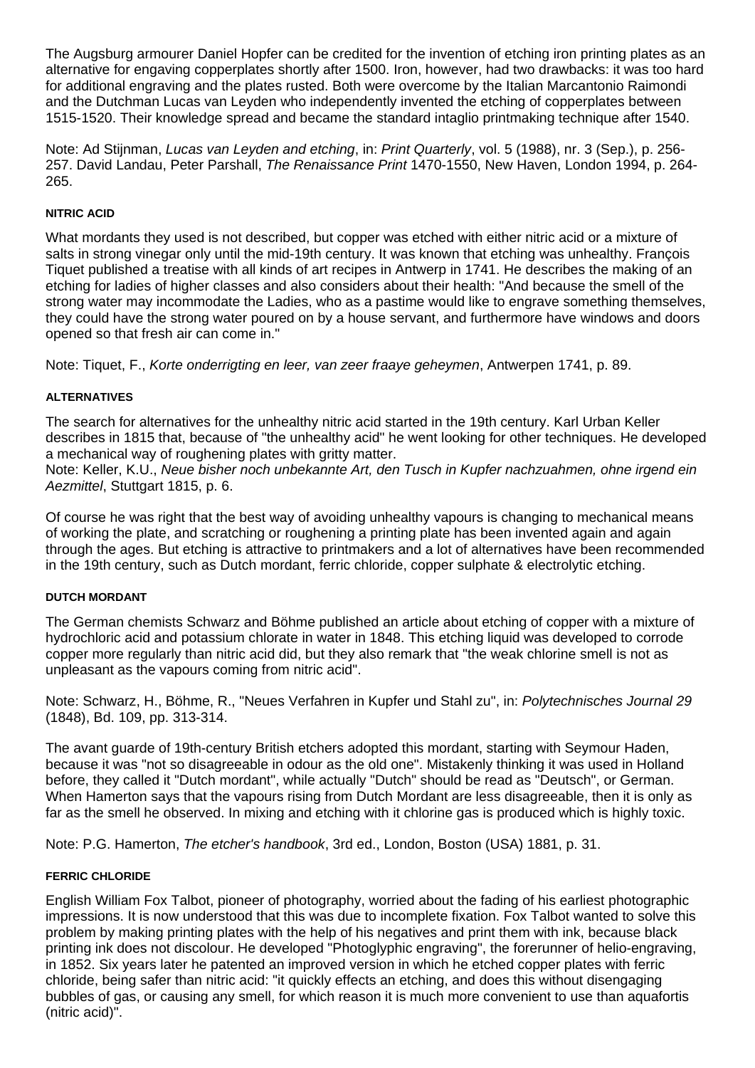The Augsburg armourer Daniel Hopfer can be credited for the invention of etching iron printing plates as an alternative for engaving copperplates shortly after 1500. Iron, however, had two drawbacks: it was too hard for additional engraving and the plates rusted. Both were overcome by the Italian Marcantonio Raimondi and the Dutchman Lucas van Leyden who independently invented the etching of copperplates between 1515-1520. Their knowledge spread and became the standard intaglio printmaking technique after 1540.

Note: Ad Stijnman, *Lucas van Leyden and etching*, in: *Print Quarterly*, vol. 5 (1988), nr. 3 (Sep.), p. 256-257. David Landau, Peter Parshall, *The Renaissance Print* 1470-1550, New Haven, London 1994, p. 264-265.

#### NITRIC ACID

What mordants they used is not described, but copper was etched with either nitric acid or a mixture of salts in strong vinegar only until the mid-19th century. It was known that etching was unhealthy. François Tiquet published a treatise with all kinds of art recipes in Antwerp in 1741. He describes the making of an etching for ladies of higher classes and also considers about their health: "And because the smell of the strong water may incommodate the Ladies, who as a pastime would like to engrave something themselves, they could have the strong water poured on by a house servant, and furthermore have windows and doors opened so that fresh air can come in."

Note: Tiquet, F., *Korte onderrigting en leer, van zeer fraaye geheymen*, Antwerpen 1741, p. 89.

#### ALTERNATIVES

The search for alternatives for the unhealthy nitric acid started in the 19th century. Karl Urban Keller describes in 1815 that, because of "the unhealthy acid" he went looking for other techniques. He developed a mechanical way of roughening plates with gritty matter.
Note: Keller, K.U., *Neue bisher noch unbekannte Art, den Tusch in Kupfer nachzuahmen, ohne irgend ein Aezmittel*, Stuttgart 1815, p. 6.

Of course he was right that the best way of avoiding unhealthy vapours is changing to mechanical means of working the plate, and scratching or roughening a printing plate has been invented again and again through the ages. But etching is attractive to printmakers and a lot of alternatives have been recommended in the 19th century, such as Dutch mordant, ferric chloride, copper sulphate & electrolytic etching.

#### DUTCH MORDANT

The German chemists Schwarz and Böhme published an article about etching of copper with a mixture of hydrochloric acid and potassium chlorate in water in 1848. This etching liquid was developed to corrode copper more regularly than nitric acid did, but they also remark that "the weak chlorine smell is not as unpleasant as the vapours coming from nitric acid".

Note: Schwarz, H., Böhme, R., "Neues Verfahren in Kupfer und Stahl zu", in: *Polytechnisches Journal 29* (1848), Bd. 109, pp. 313-314.

The avant guarde of 19th-century British etchers adopted this mordant, starting with Seymour Haden, because it was "not so disagreeable in odour as the old one". Mistakenly thinking it was used in Holland before, they called it "Dutch mordant", while actually "Dutch" should be read as "Deutsch", or German. When Hamerton says that the vapours rising from Dutch Mordant are less disagreeable, then it is only as far as the smell he observed. In mixing and etching with it chlorine gas is produced which is highly toxic.

Note: P.G. Hamerton, *The etcher's handbook*, 3rd ed., London, Boston (USA) 1881, p. 31.

#### FERRIC CHLORIDE

English William Fox Talbot, pioneer of photography, worried about the fading of his earliest photographic impressions. It is now understood that this was due to incomplete fixation. Fox Talbot wanted to solve this problem by making printing plates with the help of his negatives and print them with ink, because black printing ink does not discolour. He developed "Photoglyphic engraving", the forerunner of helio-engraving, in 1852. Six years later he patented an improved version in which he etched copper plates with ferric chloride, being safer than nitric acid: "it quickly effects an etching, and does this without disengaging bubbles of gas, or causing any smell, for which reason it is much more convenient to use than aquafortis (nitric acid)".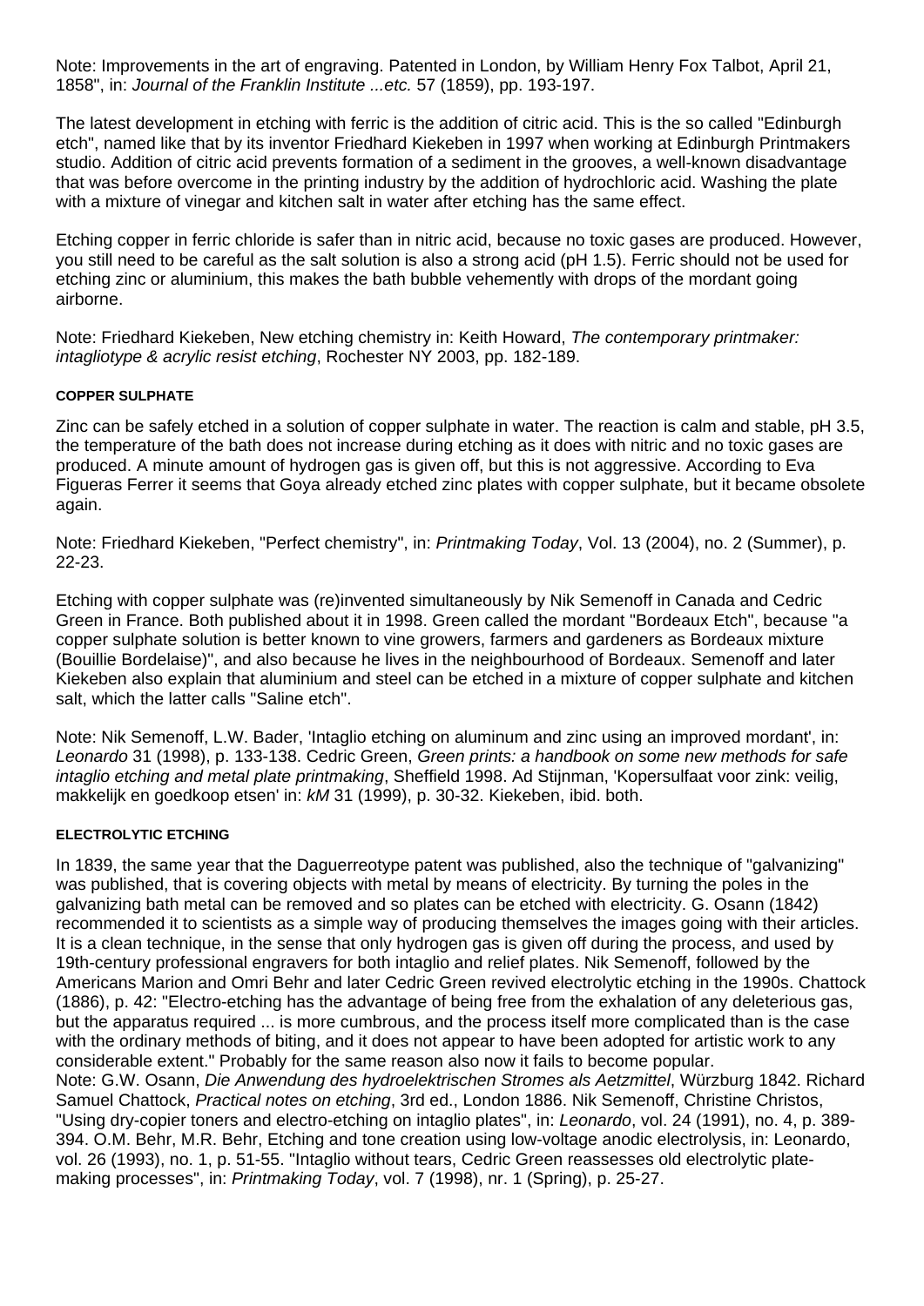Note: Improvements in the art of engraving. Patented in London, by William Henry Fox Talbot, April 21, 1858", in: *Journal of the Franklin Institute ...etc.* 57 (1859), pp. 193-197.

The latest development in etching with ferric is the addition of citric acid. This is the so called "Edinburgh etch", named like that by its inventor Friedhard Kiekeben in 1997 when working at Edinburgh Printmakers studio. Addition of citric acid prevents formation of a sediment in the grooves, a well-known disadvantage that was before overcome in the printing industry by the addition of hydrochloric acid. Washing the plate with a mixture of vinegar and kitchen salt in water after etching has the same effect.

Etching copper in ferric chloride is safer than in nitric acid, because no toxic gases are produced. However, you still need to be careful as the salt solution is also a strong acid (pH 1.5). Ferric should not be used for etching zinc or aluminium, this makes the bath bubble vehemently with drops of the mordant going airborne.

Note: Friedhard Kiekeben, New etching chemistry in: Keith Howard, *The contemporary printmaker: intagliotype & acrylic resist etching*, Rochester NY 2003, pp. 182-189.

#### COPPER SULPHATE

Zinc can be safely etched in a solution of copper sulphate in water. The reaction is calm and stable, pH 3.5, the temperature of the bath does not increase during etching as it does with nitric and no toxic gases are produced. A minute amount of hydrogen gas is given off, but this is not aggressive. According to Eva Figueras Ferrer it seems that Goya already etched zinc plates with copper sulphate, but it became obsolete again.

Note: Friedhard Kiekeben, "Perfect chemistry", in: *Printmaking Today*, Vol. 13 (2004), no. 2 (Summer), p. 22-23.

Etching with copper sulphate was (re)invented simultaneously by Nik Semenoff in Canada and Cedric Green in France. Both published about it in 1998. Green called the mordant "Bordeaux Etch", because "a copper sulphate solution is better known to vine growers, farmers and gardeners as Bordeaux mixture (Bouillie Bordelaise)", and also because he lives in the neighbourhood of Bordeaux. Semenoff and later Kiekeben also explain that aluminium and steel can be etched in a mixture of copper sulphate and kitchen salt, which the latter calls "Saline etch".

Note: Nik Semenoff, L.W. Bader, 'Intaglio etching on aluminum and zinc using an improved mordant', in: *Leonardo* 31 (1998), p. 133-138. Cedric Green, *Green prints: a handbook on some new methods for safe intaglio etching and metal plate printmaking*, Sheffield 1998. Ad Stijnman, 'Kopersulfaat voor zink: veilig, makkelijk en goedkoop etsen' in: *kM* 31 (1999), p. 30-32. Kiekeben, ibid. both.

#### ELECTROLYTIC ETCHING

In 1839, the same year that the Daguerreotype patent was published, also the technique of "galvanizing" was published, that is covering objects with metal by means of electricity. By turning the poles in the galvanizing bath metal can be removed and so plates can be etched with electricity. G. Osann (1842) recommended it to scientists as a simple way of producing themselves the images going with their articles. It is a clean technique, in the sense that only hydrogen gas is given off during the process, and used by 19th-century professional engravers for both intaglio and relief plates. Nik Semenoff, followed by the Americans Marion and Omri Behr and later Cedric Green revived electrolytic etching in the 1990s. Chattock (1886), p. 42: "Electro-etching has the advantage of being free from the exhalation of any deleterious gas, but the apparatus required ... is more cumbrous, and the process itself more complicated than is the case with the ordinary methods of biting, and it does not appear to have been adopted for artistic work to any considerable extent." Probably for the same reason also now it fails to become popular.
Note: G.W. Osann, *Die Anwendung des hydroelektrischen Stromes als Aetzmittel*, Würzburg 1842. Richard Samuel Chattock, *Practical notes on etching*, 3rd ed., London 1886. Nik Semenoff, Christine Christos, "Using dry-copier toners and electro-etching on intaglio plates", in: *Leonardo*, vol. 24 (1991), no. 4, p. 389-394. O.M. Behr, M.R. Behr, Etching and tone creation using low-voltage anodic electrolysis, in: Leonardo, vol. 26 (1993), no. 1, p. 51-55. "Intaglio without tears, Cedric Green reassesses old electrolytic plate-making processes", in: *Printmaking Today*, vol. 7 (1998), nr. 1 (Spring), p. 25-27.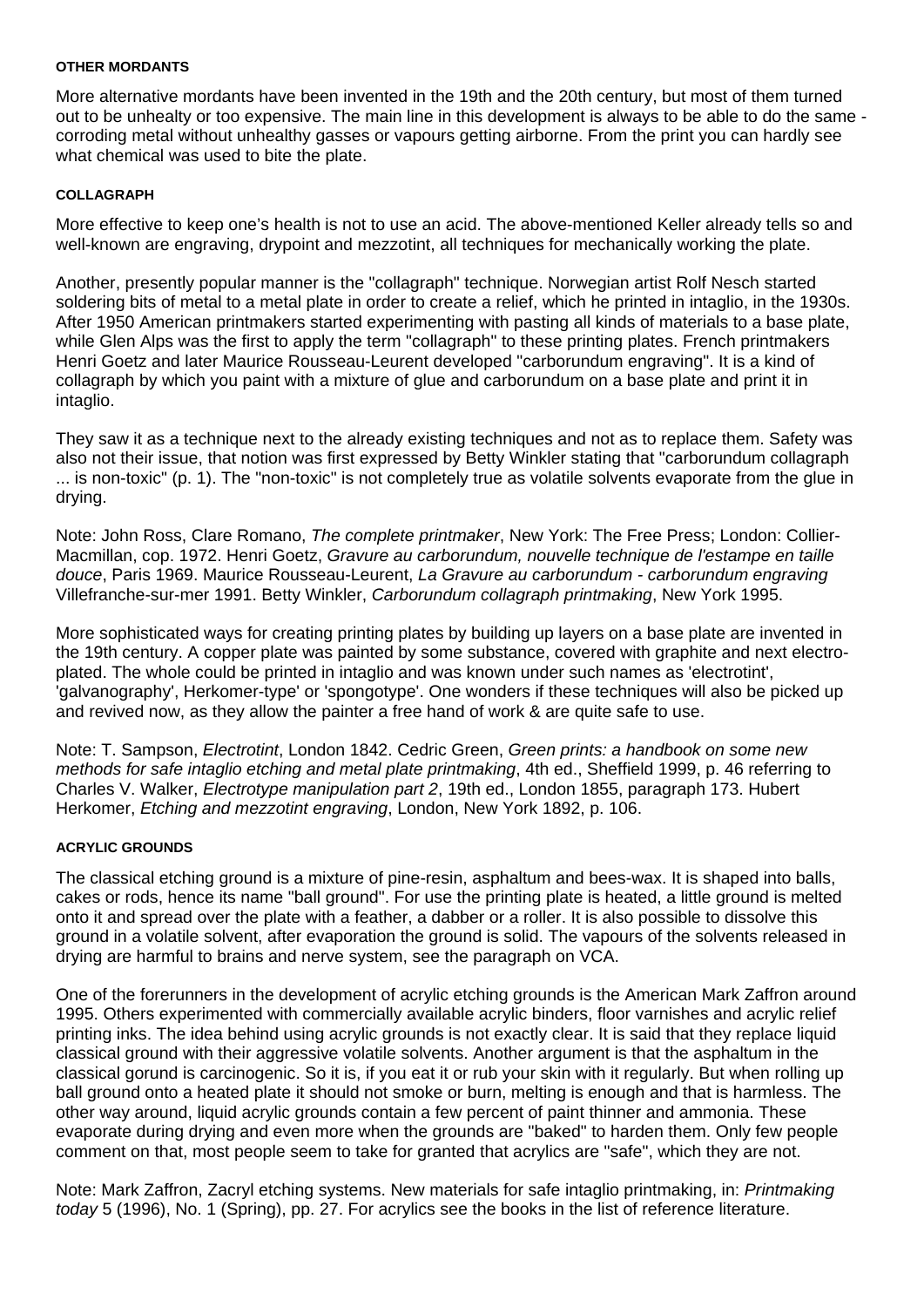#### OTHER MORDANTS

More alternative mordants have been invented in the 19th and the 20th century, but most of them turned out to be unhealty or too expensive. The main line in this development is always to be able to do the same - corroding metal without unhealthy gasses or vapours getting airborne. From the print you can hardly see what chemical was used to bite the plate.

#### COLLAGRAPH

More effective to keep one's health is not to use an acid. The above-mentioned Keller already tells so and well-known are engraving, drypoint and mezzotint, all techniques for mechanically working the plate.

Another, presently popular manner is the "collagraph" technique. Norwegian artist Rolf Nesch started soldering bits of metal to a metal plate in order to create a relief, which he printed in intaglio, in the 1930s. After 1950 American printmakers started experimenting with pasting all kinds of materials to a base plate, while Glen Alps was the first to apply the term "collagraph" to these printing plates. French printmakers Henri Goetz and later Maurice Rousseau-Leurent developed "carborundum engraving". It is a kind of collagraph by which you paint with a mixture of glue and carborundum on a base plate and print it in intaglio.

They saw it as a technique next to the already existing techniques and not as to replace them. Safety was also not their issue, that notion was first expressed by Betty Winkler stating that "carborundum collagraph ... is non-toxic" (p. 1). The "non-toxic" is not completely true as volatile solvents evaporate from the glue in drying.

Note: John Ross, Clare Romano, *The complete printmaker*, New York: The Free Press; London: Collier-Macmillan, cop. 1972. Henri Goetz, *Gravure au carborundum, nouvelle technique de l'estampe en taille douce*, Paris 1969. Maurice Rousseau-Leurent, *La Gravure au carborundum - carborundum engraving* Villefranche-sur-mer 1991. Betty Winkler, *Carborundum collagraph printmaking*, New York 1995.

More sophisticated ways for creating printing plates by building up layers on a base plate are invented in the 19th century. A copper plate was painted by some substance, covered with graphite and next electro-plated. The whole could be printed in intaglio and was known under such names as 'electrotint', 'galvanography', Herkomer-type' or 'spongotype'. One wonders if these techniques will also be picked up and revived now, as they allow the painter a free hand of work & are quite safe to use.

Note: T. Sampson, *Electrotint*, London 1842. Cedric Green, *Green prints: a handbook on some new methods for safe intaglio etching and metal plate printmaking*, 4th ed., Sheffield 1999, p. 46 referring to Charles V. Walker, *Electrotype manipulation part 2*, 19th ed., London 1855, paragraph 173. Hubert Herkomer, *Etching and mezzotint engraving*, London, New York 1892, p. 106.

#### ACRYLIC GROUNDS

The classical etching ground is a mixture of pine-resin, asphaltum and bees-wax. It is shaped into balls, cakes or rods, hence its name "ball ground". For use the printing plate is heated, a little ground is melted onto it and spread over the plate with a feather, a dabber or a roller. It is also possible to dissolve this ground in a volatile solvent, after evaporation the ground is solid. The vapours of the solvents released in drying are harmful to brains and nerve system, see the paragraph on VCA.

One of the forerunners in the development of acrylic etching grounds is the American Mark Zaffron around 1995. Others experimented with commercially available acrylic binders, floor varnishes and acrylic relief printing inks. The idea behind using acrylic grounds is not exactly clear. It is said that they replace liquid classical ground with their aggressive volatile solvents. Another argument is that the asphaltum in the classical gorund is carcinogenic. So it is, if you eat it or rub your skin with it regularly. But when rolling up ball ground onto a heated plate it should not smoke or burn, melting is enough and that is harmless. The other way around, liquid acrylic grounds contain a few percent of paint thinner and ammonia. These evaporate during drying and even more when the grounds are "baked" to harden them. Only few people comment on that, most people seem to take for granted that acrylics are "safe", which they are not.

Note: Mark Zaffron, Zacryl etching systems. New materials for safe intaglio printmaking, in: *Printmaking today* 5 (1996), No. 1 (Spring), pp. 27. For acrylics see the books in the list of reference literature.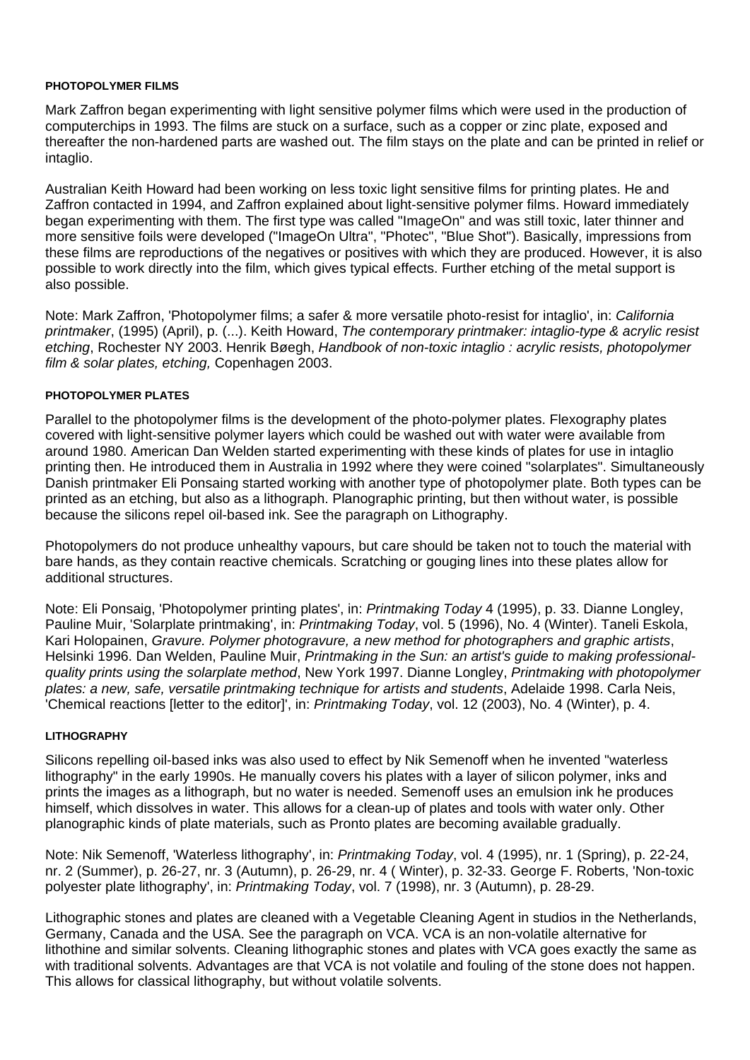#### PHOTOPOLYMER FILMS

Mark Zaffron began experimenting with light sensitive polymer films which were used in the production of computerchips in 1993. The films are stuck on a surface, such as a copper or zinc plate, exposed and thereafter the non-hardened parts are washed out. The film stays on the plate and can be printed in relief or intaglio.

Australian Keith Howard had been working on less toxic light sensitive films for printing plates. He and Zaffron contacted in 1994, and Zaffron explained about light-sensitive polymer films. Howard immediately began experimenting with them. The first type was called "ImageOn" and was still toxic, later thinner and more sensitive foils were developed ("ImageOn Ultra", "Photec", "Blue Shot"). Basically, impressions from these films are reproductions of the negatives or positives with which they are produced. However, it is also possible to work directly into the film, which gives typical effects. Further etching of the metal support is also possible.

Note: Mark Zaffron, 'Photopolymer films; a safer & more versatile photo-resist for intaglio', in: *California printmaker*, (1995) (April), p. (...). Keith Howard, *The contemporary printmaker: intaglio-type & acrylic resist etching*, Rochester NY 2003. Henrik Bøegh, *Handbook of non-toxic intaglio : acrylic resists, photopolymer film & solar plates, etching,* Copenhagen 2003.

#### PHOTOPOLYMER PLATES

Parallel to the photopolymer films is the development of the photo-polymer plates. Flexography plates covered with light-sensitive polymer layers which could be washed out with water were available from around 1980. American Dan Welden started experimenting with these kinds of plates for use in intaglio printing then. He introduced them in Australia in 1992 where they were coined "solarplates". Simultaneously Danish printmaker Eli Ponsaing started working with another type of photopolymer plate. Both types can be printed as an etching, but also as a lithograph. Planographic printing, but then without water, is possible because the silicons repel oil-based ink. See the paragraph on Lithography.

Photopolymers do not produce unhealthy vapours, but care should be taken not to touch the material with bare hands, as they contain reactive chemicals. Scratching or gouging lines into these plates allow for additional structures.

Note: Eli Ponsaig, 'Photopolymer printing plates', in: *Printmaking Today* 4 (1995), p. 33. Dianne Longley, Pauline Muir, 'Solarplate printmaking', in: *Printmaking Today*, vol. 5 (1996), No. 4 (Winter). Taneli Eskola, Kari Holopainen, *Gravure. Polymer photogravure, a new method for photographers and graphic artists*, Helsinki 1996. Dan Welden, Pauline Muir, *Printmaking in the Sun: an artist's guide to making professional-quality prints using the solarplate method*, New York 1997. Dianne Longley, *Printmaking with photopolymer plates: a new, safe, versatile printmaking technique for artists and students*, Adelaide 1998. Carla Neis, 'Chemical reactions [letter to the editor]', in: *Printmaking Today*, vol. 12 (2003), No. 4 (Winter), p. 4.

#### LITHOGRAPHY

Silicons repelling oil-based inks was also used to effect by Nik Semenoff when he invented "waterless lithography" in the early 1990s. He manually covers his plates with a layer of silicon polymer, inks and prints the images as a lithograph, but no water is needed. Semenoff uses an emulsion ink he produces himself, which dissolves in water. This allows for a clean-up of plates and tools with water only. Other planographic kinds of plate materials, such as Pronto plates are becoming available gradually.

Note: Nik Semenoff, 'Waterless lithography', in: *Printmaking Today*, vol. 4 (1995), nr. 1 (Spring), p. 22-24, nr. 2 (Summer), p. 26-27, nr. 3 (Autumn), p. 26-29, nr. 4 ( Winter), p. 32-33. George F. Roberts, 'Non-toxic polyester plate lithography', in: *Printmaking Today*, vol. 7 (1998), nr. 3 (Autumn), p. 28-29.

Lithographic stones and plates are cleaned with a Vegetable Cleaning Agent in studios in the Netherlands, Germany, Canada and the USA. See the paragraph on VCA. VCA is an non-volatile alternative for lithothine and similar solvents. Cleaning lithographic stones and plates with VCA goes exactly the same as with traditional solvents. Advantages are that VCA is not volatile and fouling of the stone does not happen. This allows for classical lithography, but without volatile solvents.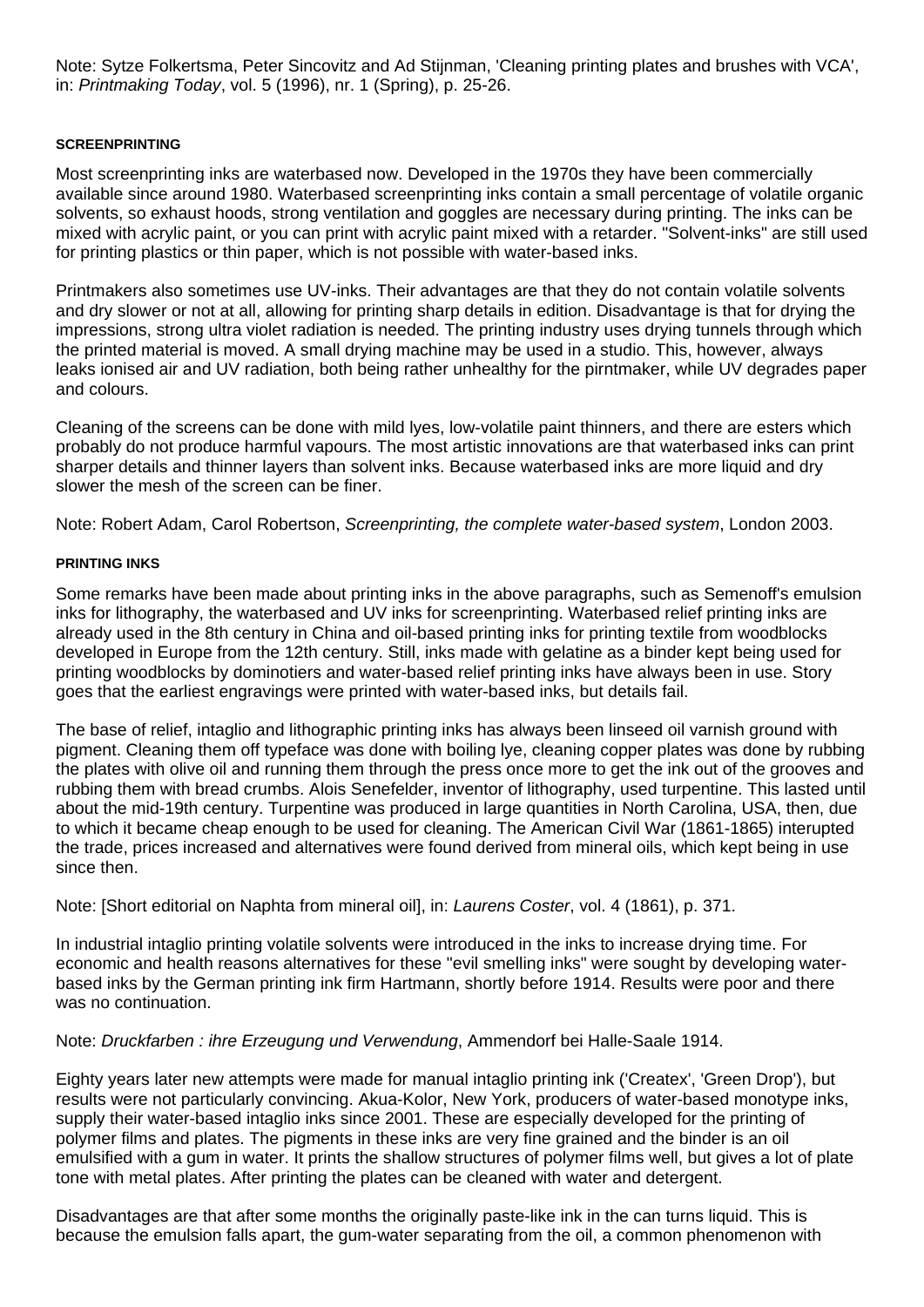Note: Sytze Folkertsma, Peter Sincovitz and Ad Stijnman, 'Cleaning printing plates and brushes with VCA', in: *Printmaking Today*, vol. 5 (1996), nr. 1 (Spring), p. 25-26.

#### SCREENPRINTING

Most screenprinting inks are waterbased now. Developed in the 1970s they have been commercially available since around 1980. Waterbased screenprinting inks contain a small percentage of volatile organic solvents, so exhaust hoods, strong ventilation and goggles are necessary during printing. The inks can be mixed with acrylic paint, or you can print with acrylic paint mixed with a retarder. "Solvent-inks" are still used for printing plastics or thin paper, which is not possible with water-based inks.

Printmakers also sometimes use UV-inks. Their advantages are that they do not contain volatile solvents and dry slower or not at all, allowing for printing sharp details in edition. Disadvantage is that for drying the impressions, strong ultra violet radiation is needed. The printing industry uses drying tunnels through which the printed material is moved. A small drying machine may be used in a studio. This, however, always leaks ionised air and UV radiation, both being rather unhealthy for the pirntmaker, while UV degrades paper and colours.

Cleaning of the screens can be done with mild lyes, low-volatile paint thinners, and there are esters which probably do not produce harmful vapours. The most artistic innovations are that waterbased inks can print sharper details and thinner layers than solvent inks. Because waterbased inks are more liquid and dry slower the mesh of the screen can be finer.

Note: Robert Adam, Carol Robertson, *Screenprinting, the complete water-based system*, London 2003.

#### PRINTING INKS

Some remarks have been made about printing inks in the above paragraphs, such as Semenoff's emulsion inks for lithography, the waterbased and UV inks for screenprinting. Waterbased relief printing inks are already used in the 8th century in China and oil-based printing inks for printing textile from woodblocks developed in Europe from the 12th century. Still, inks made with gelatine as a binder kept being used for printing woodblocks by dominotiers and water-based relief printing inks have always been in use. Story goes that the earliest engravings were printed with water-based inks, but details fail.

The base of relief, intaglio and lithographic printing inks has always been linseed oil varnish ground with pigment. Cleaning them off typeface was done with boiling lye, cleaning copper plates was done by rubbing the plates with olive oil and running them through the press once more to get the ink out of the grooves and rubbing them with bread crumbs. Alois Senefelder, inventor of lithography, used turpentine. This lasted until about the mid-19th century. Turpentine was produced in large quantities in North Carolina, USA, then, due to which it became cheap enough to be used for cleaning. The American Civil War (1861-1865) interupted the trade, prices increased and alternatives were found derived from mineral oils, which kept being in use since then.

Note: [Short editorial on Naphta from mineral oil], in: *Laurens Coster*, vol. 4 (1861), p. 371.

In industrial intaglio printing volatile solvents were introduced in the inks to increase drying time. For economic and health reasons alternatives for these "evil smelling inks" were sought by developing water-based inks by the German printing ink firm Hartmann, shortly before 1914. Results were poor and there was no continuation.

Note: *Druckfarben : ihre Erzeugung und Verwendung*, Ammendorf bei Halle-Saale 1914.

Eighty years later new attempts were made for manual intaglio printing ink ('Createx', 'Green Drop'), but results were not particularly convincing. Akua-Kolor, New York, producers of water-based monotype inks, supply their water-based intaglio inks since 2001. These are especially developed for the printing of polymer films and plates. The pigments in these inks are very fine grained and the binder is an oil emulsified with a gum in water. It prints the shallow structures of polymer films well, but gives a lot of plate tone with metal plates. After printing the plates can be cleaned with water and detergent.

Disadvantages are that after some months the originally paste-like ink in the can turns liquid. This is because the emulsion falls apart, the gum-water separating from the oil, a common phenomenon with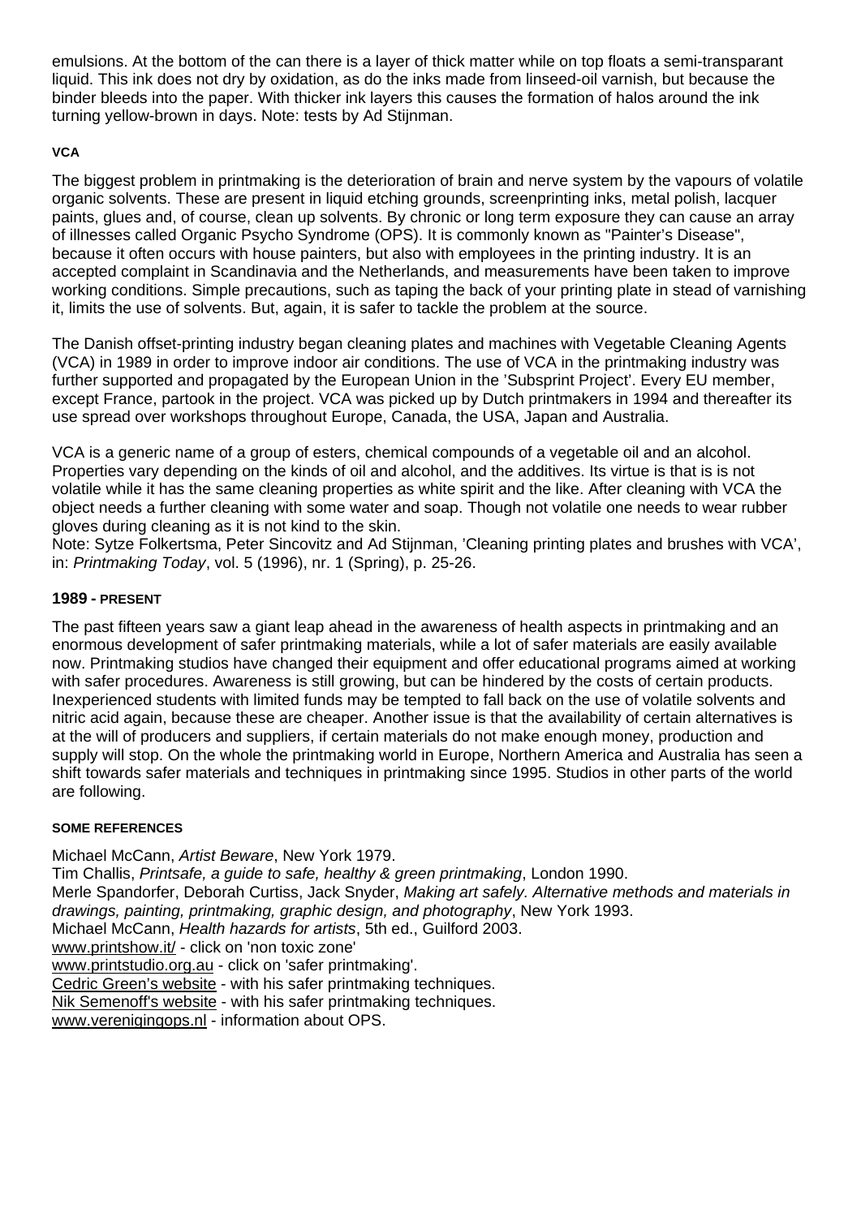emulsions. At the bottom of the can there is a layer of thick matter while on top floats a semi-transparant liquid. This ink does not dry by oxidation, as do the inks made from linseed-oil varnish, but because the binder bleeds into the paper. With thicker ink layers this causes the formation of halos around the ink turning yellow-brown in days. Note: tests by Ad Stijnman.

#### VCA

The biggest problem in printmaking is the deterioration of brain and nerve system by the vapours of volatile organic solvents. These are present in liquid etching grounds, screenprinting inks, metal polish, lacquer paints, glues and, of course, clean up solvents. By chronic or long term exposure they can cause an array of illnesses called Organic Psycho Syndrome (OPS). It is commonly known as "Painter's Disease", because it often occurs with house painters, but also with employees in the printing industry. It is an accepted complaint in Scandinavia and the Netherlands, and measurements have been taken to improve working conditions. Simple precautions, such as taping the back of your printing plate in stead of varnishing it, limits the use of solvents. But, again, it is safer to tackle the problem at the source.

The Danish offset-printing industry began cleaning plates and machines with Vegetable Cleaning Agents (VCA) in 1989 in order to improve indoor air conditions. The use of VCA in the printmaking industry was further supported and propagated by the European Union in the 'Subsprint Project'. Every EU member, except France, partook in the project. VCA was picked up by Dutch printmakers in 1994 and thereafter its use spread over workshops throughout Europe, Canada, the USA, Japan and Australia.

VCA is a generic name of a group of esters, chemical compounds of a vegetable oil and an alcohol. Properties vary depending on the kinds of oil and alcohol, and the additives. Its virtue is that is is not volatile while it has the same cleaning properties as white spirit and the like. After cleaning with VCA the object needs a further cleaning with some water and soap. Though not volatile one needs to wear rubber gloves during cleaning as it is not kind to the skin.
Note: Sytze Folkertsma, Peter Sincovitz and Ad Stijnman, 'Cleaning printing plates and brushes with VCA', in: *Printmaking Today*, vol. 5 (1996), nr. 1 (Spring), p. 25-26.

### 1989 - PRESENT

The past fifteen years saw a giant leap ahead in the awareness of health aspects in printmaking and an enormous development of safer printmaking materials, while a lot of safer materials are easily available now. Printmaking studios have changed their equipment and offer educational programs aimed at working with safer procedures. Awareness is still growing, but can be hindered by the costs of certain products. Inexperienced students with limited funds may be tempted to fall back on the use of volatile solvents and nitric acid again, because these are cheaper. Another issue is that the availability of certain alternatives is at the will of producers and suppliers, if certain materials do not make enough money, production and supply will stop. On the whole the printmaking world in Europe, Northern America and Australia has seen a shift towards safer materials and techniques in printmaking since 1995. Studios in other parts of the world are following.

#### SOME REFERENCES

Michael McCann, *Artist Beware*, New York 1979.
Tim Challis, *Printsafe, a guide to safe, healthy & green printmaking*, London 1990.
Merle Spandorfer, Deborah Curtiss, Jack Snyder, *Making art safely. Alternative methods and materials in drawings, painting, printmaking, graphic design, and photography*, New York 1993.
Michael McCann, *Health hazards for artists*, 5th ed., Guilford 2003.
www.printshow.it/ - click on 'non toxic zone'
www.printstudio.org.au - click on 'safer printmaking'.
Cedric Green's website - with his safer printmaking techniques.
Nik Semenoff's website - with his safer printmaking techniques.
www.verenigingops.nl - information about OPS.